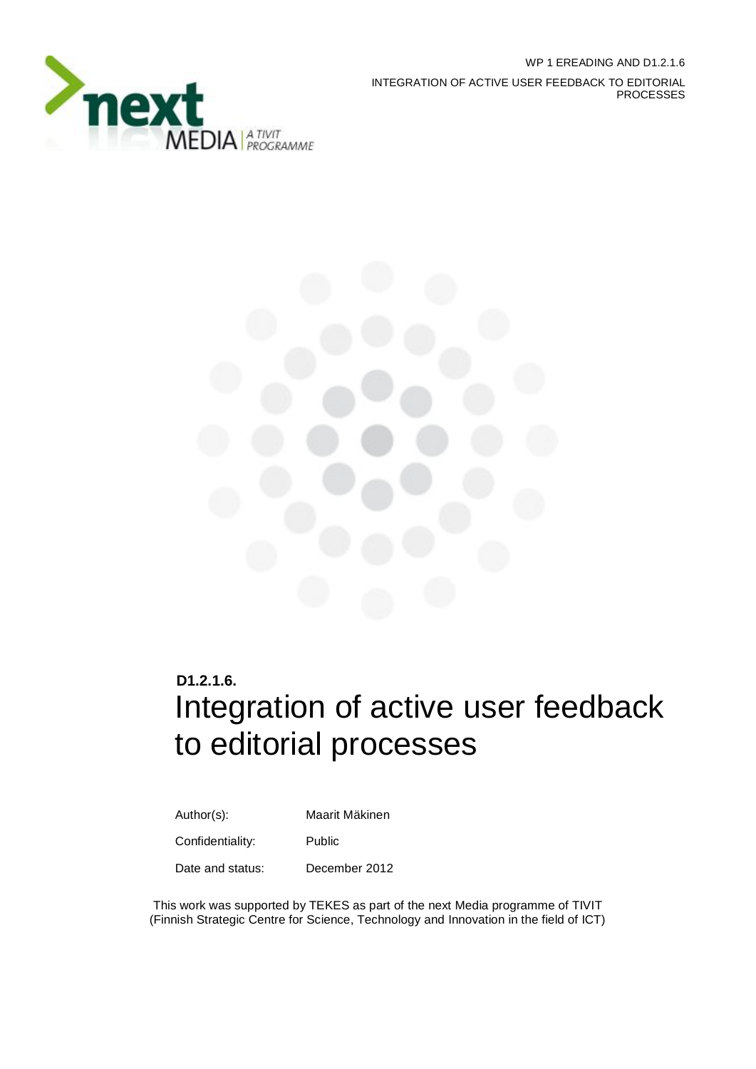WP 1 EREADING AND D1.2.1.6

INTEGRATION OF ACTIVE USER FEEDBACK TO EDITORIAL PROCESSES

**D1.2.1.6.**

# Integration of active user feedback to editorial processes

| | |
|---|---|
| Author(s): | Maarit Mäkinen |
| Confidentiality: | Public |
| Date and status: | December 2012 |

This work was supported by TEKES as part of the next Media programme of TIVIT (Finnish Strategic Centre for Science, Technology and Innovation in the field of ICT)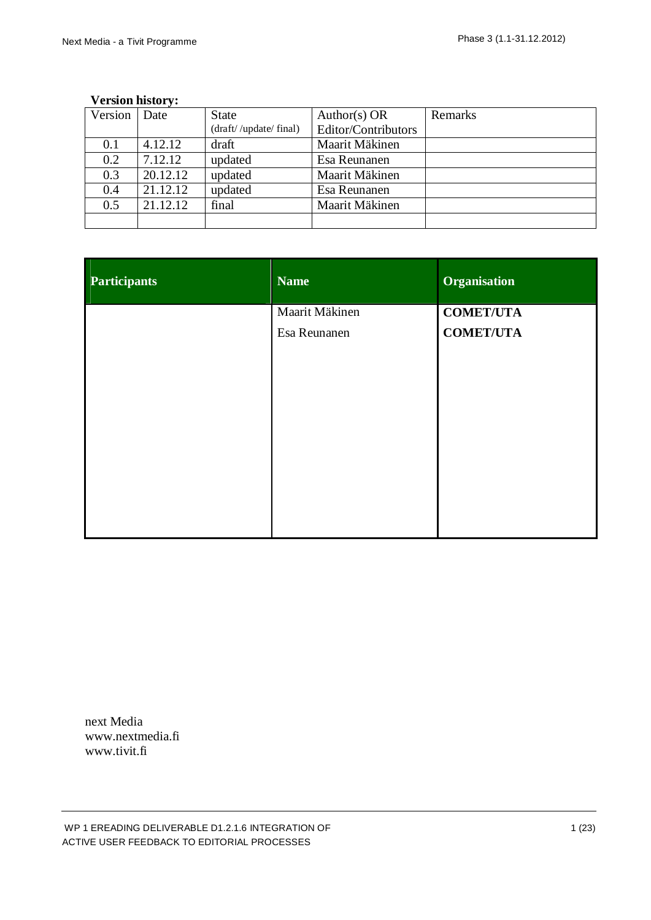**Version history:**

| Version | Date | State (draft/ /update/ final) | Author(s) OR Editor/Contributors | Remarks |
|---|---|---|---|---|
| 0.1 | 4.12.12 | draft | Maarit Mäkinen | |
| 0.2 | 7.12.12 | updated | Esa Reunanen | |
| 0.3 | 20.12.12 | updated | Maarit Mäkinen | |
| 0.4 | 21.12.12 | updated | Esa Reunanen | |
| 0.5 | 21.12.12 | final | Maarit Mäkinen | |
| | | | | |

| Participants | Name | Organisation |
|---|---|---|
| | Maarit Mäkinen | **COMET/UTA** |
| | Esa Reunanen | **COMET/UTA** |

next Media
www.nextmedia.fi
www.tivit.fi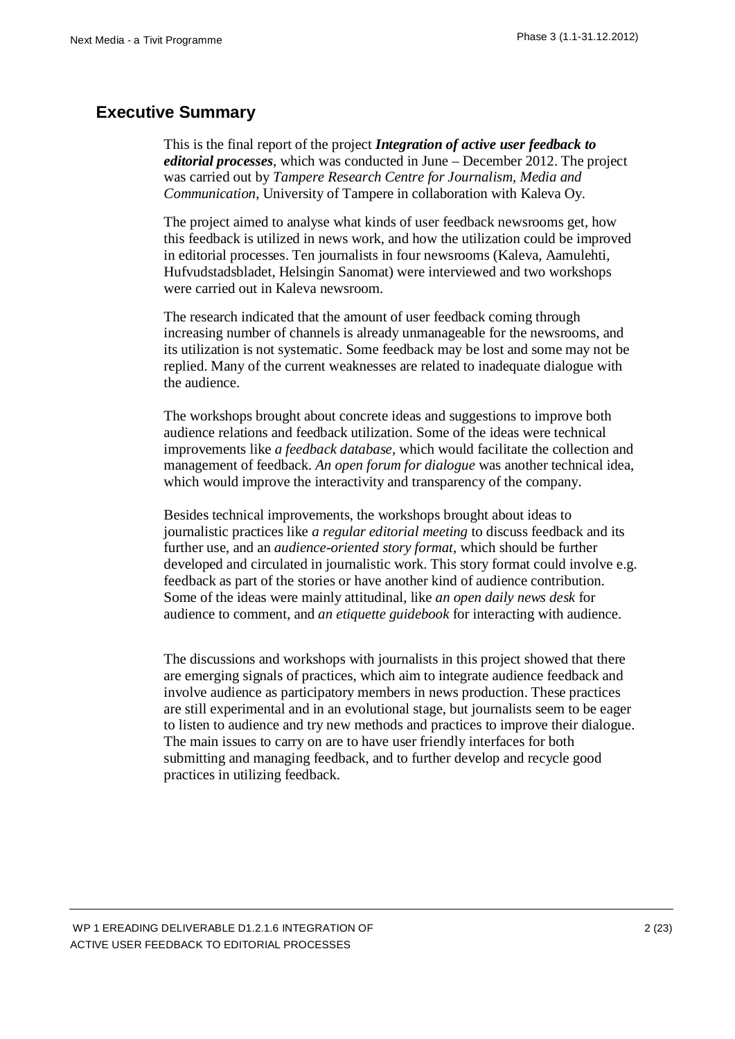## Executive Summary

This is the final report of the project ***Integration of active user feedback to editorial processes***, which was conducted in June – December 2012. The project was carried out by *Tampere Research Centre for Journalism, Media and Communication,* University of Tampere in collaboration with Kaleva Oy.

The project aimed to analyse what kinds of user feedback newsrooms get, how this feedback is utilized in news work, and how the utilization could be improved in editorial processes. Ten journalists in four newsrooms (Kaleva, Aamulehti, Hufvudstadsbladet, Helsingin Sanomat) were interviewed and two workshops were carried out in Kaleva newsroom.

The research indicated that the amount of user feedback coming through increasing number of channels is already unmanageable for the newsrooms, and its utilization is not systematic. Some feedback may be lost and some may not be replied. Many of the current weaknesses are related to inadequate dialogue with the audience.

The workshops brought about concrete ideas and suggestions to improve both audience relations and feedback utilization. Some of the ideas were technical improvements like *a feedback database*, which would facilitate the collection and management of feedback. *An open forum for dialogue* was another technical idea, which would improve the interactivity and transparency of the company.

Besides technical improvements, the workshops brought about ideas to journalistic practices like *a regular editorial meeting* to discuss feedback and its further use, and an *audience-oriented story format*, which should be further developed and circulated in journalistic work. This story format could involve e.g. feedback as part of the stories or have another kind of audience contribution. Some of the ideas were mainly attitudinal, like *an open daily news desk* for audience to comment, and *an etiquette guidebook* for interacting with audience.

The discussions and workshops with journalists in this project showed that there are emerging signals of practices, which aim to integrate audience feedback and involve audience as participatory members in news production. These practices are still experimental and in an evolutional stage, but journalists seem to be eager to listen to audience and try new methods and practices to improve their dialogue. The main issues to carry on are to have user friendly interfaces for both submitting and managing feedback, and to further develop and recycle good practices in utilizing feedback.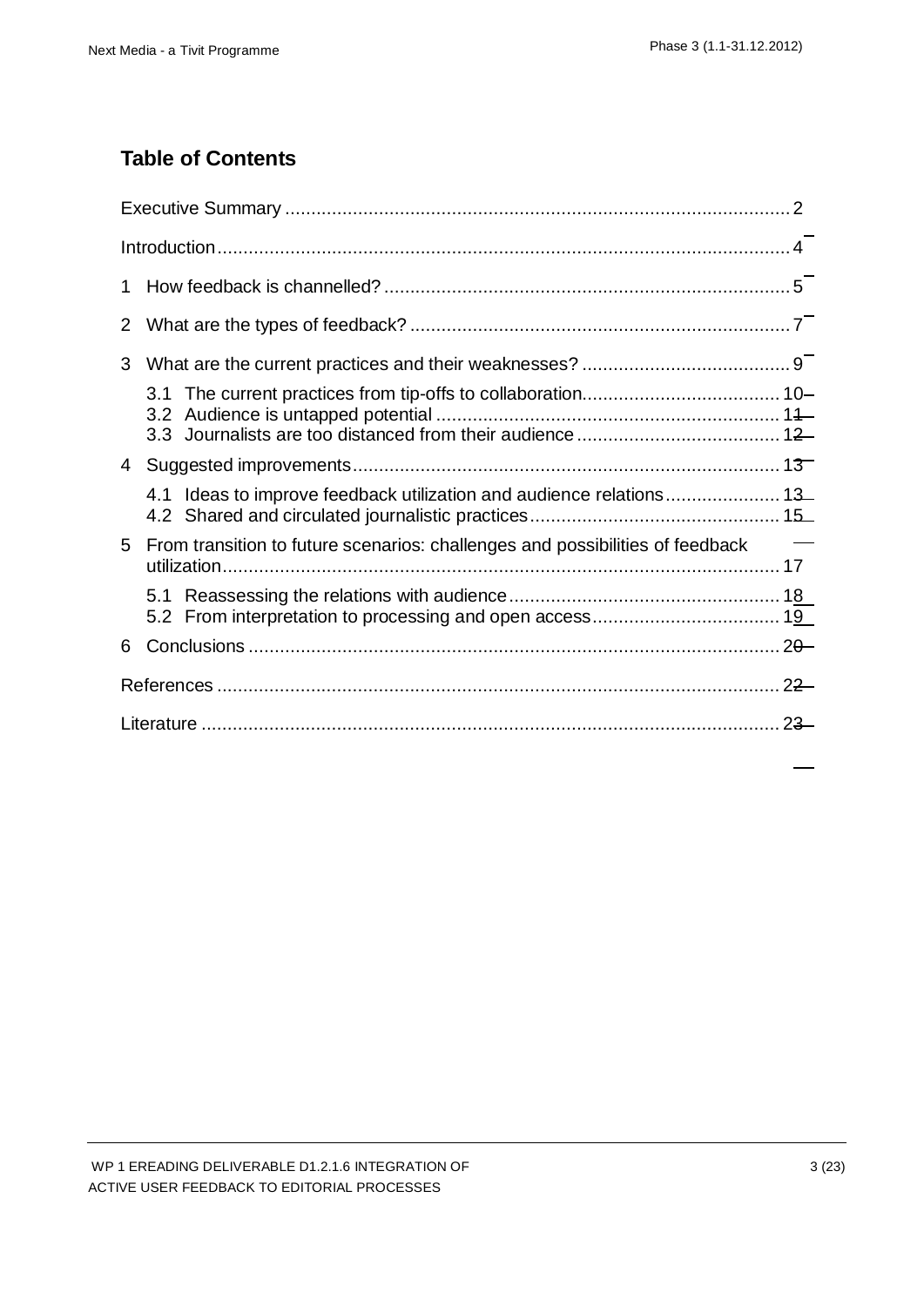## Table of Contents

Executive Summary ........................................................................................ 2

Introduction ........................................................................................ 4

1 How feedback is channelled? ........................................................................................ 5

2 What are the types of feedback? ........................................................................................ 7

3 What are the current practices and their weaknesses? ........................................................................................ 9

3.1 The current practices from tip-offs to collaboration ........................................................................................ 10
3.2 Audience is untapped potential ........................................................................................ 11
3.3 Journalists are too distanced from their audience ........................................................................................ 12

4 Suggested improvements ........................................................................................ 13

4.1 Ideas to improve feedback utilization and audience relations ........................................................................................ 13
4.2 Shared and circulated journalistic practices ........................................................................................ 15

5 From transition to future scenarios: challenges and possibilities of feedback utilization ........................................................................................ 17

5.1 Reassessing the relations with audience ........................................................................................ 18
5.2 From interpretation to processing and open access ........................................................................................ 19

6 Conclusions ........................................................................................ 20

References ........................................................................................ 22

Literature ........................................................................................ 23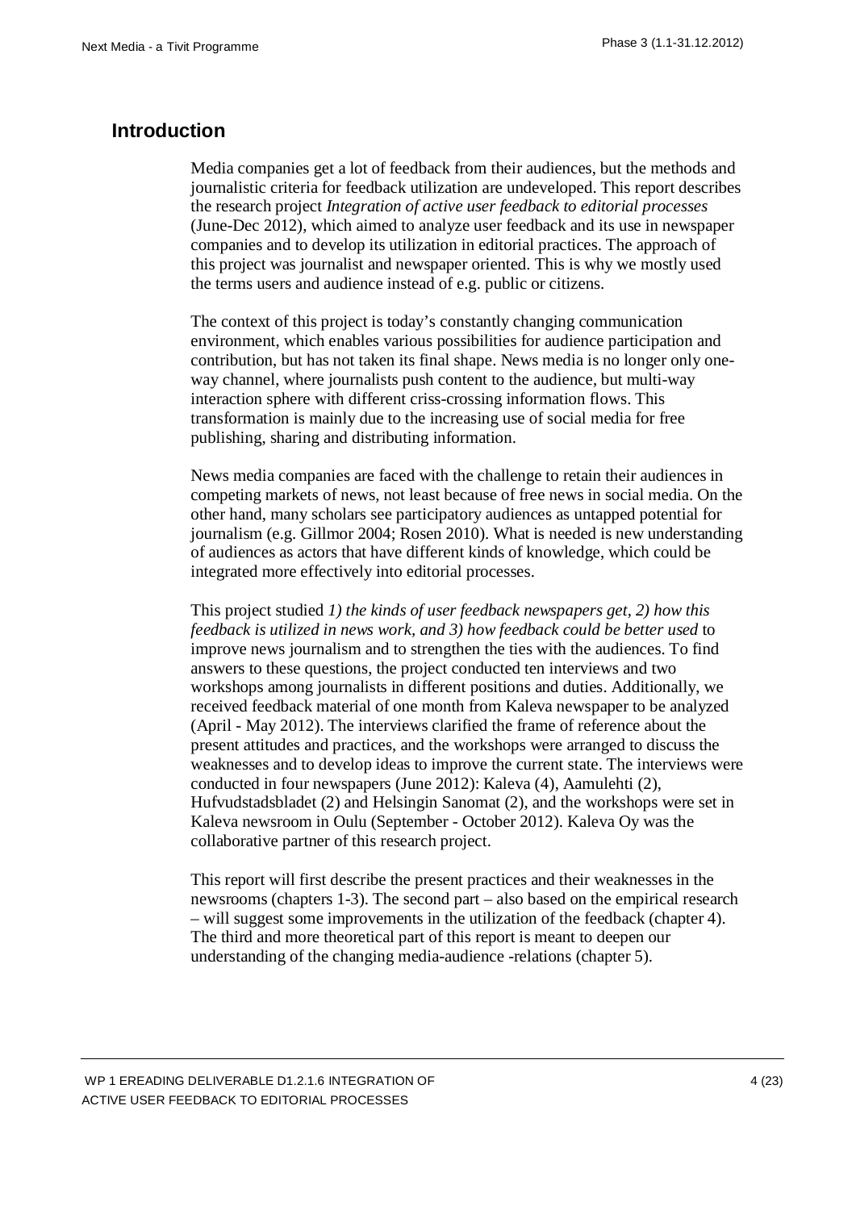## Introduction

Media companies get a lot of feedback from their audiences, but the methods and journalistic criteria for feedback utilization are undeveloped. This report describes the research project *Integration of active user feedback to editorial processes* (June-Dec 2012), which aimed to analyze user feedback and its use in newspaper companies and to develop its utilization in editorial practices. The approach of this project was journalist and newspaper oriented. This is why we mostly used the terms users and audience instead of e.g. public or citizens.

The context of this project is today's constantly changing communication environment, which enables various possibilities for audience participation and contribution, but has not taken its final shape. News media is no longer only one-way channel, where journalists push content to the audience, but multi-way interaction sphere with different criss-crossing information flows. This transformation is mainly due to the increasing use of social media for free publishing, sharing and distributing information.

News media companies are faced with the challenge to retain their audiences in competing markets of news, not least because of free news in social media. On the other hand, many scholars see participatory audiences as untapped potential for journalism (e.g. Gillmor 2004; Rosen 2010). What is needed is new understanding of audiences as actors that have different kinds of knowledge, which could be integrated more effectively into editorial processes.

This project studied *1) the kinds of user feedback newspapers get, 2) how this feedback is utilized in news work, and 3) how feedback could be better used* to improve news journalism and to strengthen the ties with the audiences. To find answers to these questions, the project conducted ten interviews and two workshops among journalists in different positions and duties. Additionally, we received feedback material of one month from Kaleva newspaper to be analyzed (April - May 2012). The interviews clarified the frame of reference about the present attitudes and practices, and the workshops were arranged to discuss the weaknesses and to develop ideas to improve the current state. The interviews were conducted in four newspapers (June 2012): Kaleva (4), Aamulehti (2), Hufvudstadsbladet (2) and Helsingin Sanomat (2), and the workshops were set in Kaleva newsroom in Oulu (September - October 2012). Kaleva Oy was the collaborative partner of this research project.

This report will first describe the present practices and their weaknesses in the newsrooms (chapters 1-3). The second part – also based on the empirical research – will suggest some improvements in the utilization of the feedback (chapter 4). The third and more theoretical part of this report is meant to deepen our understanding of the changing media-audience -relations (chapter 5).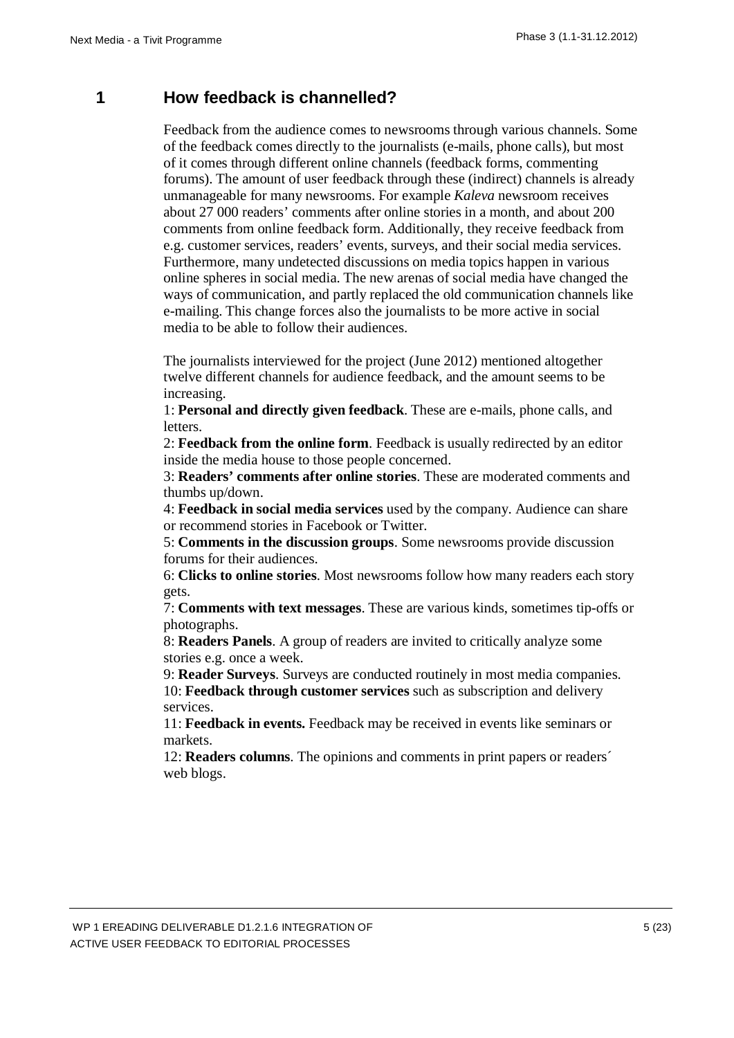# 1 How feedback is channelled?

Feedback from the audience comes to newsrooms through various channels. Some of the feedback comes directly to the journalists (e-mails, phone calls), but most of it comes through different online channels (feedback forms, commenting forums). The amount of user feedback through these (indirect) channels is already unmanageable for many newsrooms. For example *Kaleva* newsroom receives about 27 000 readers' comments after online stories in a month, and about 200 comments from online feedback form. Additionally, they receive feedback from e.g. customer services, readers' events, surveys, and their social media services. Furthermore, many undetected discussions on media topics happen in various online spheres in social media. The new arenas of social media have changed the ways of communication, and partly replaced the old communication channels like e-mailing. This change forces also the journalists to be more active in social media to be able to follow their audiences.

The journalists interviewed for the project (June 2012) mentioned altogether twelve different channels for audience feedback, and the amount seems to be increasing.

1: **Personal and directly given feedback**. These are e-mails, phone calls, and letters.

2: **Feedback from the online form**. Feedback is usually redirected by an editor inside the media house to those people concerned.

3: **Readers' comments after online stories**. These are moderated comments and thumbs up/down.

4: **Feedback in social media services** used by the company. Audience can share or recommend stories in Facebook or Twitter.

5: **Comments in the discussion groups**. Some newsrooms provide discussion forums for their audiences.

6: **Clicks to online stories**. Most newsrooms follow how many readers each story gets.

7: **Comments with text messages**. These are various kinds, sometimes tip-offs or photographs.

8: **Readers Panels**. A group of readers are invited to critically analyze some stories e.g. once a week.

9: **Reader Surveys**. Surveys are conducted routinely in most media companies.

10: **Feedback through customer services** such as subscription and delivery services.

11: **Feedback in events.** Feedback may be received in events like seminars or markets.

12: **Readers columns**. The opinions and comments in print papers or readers´ web blogs.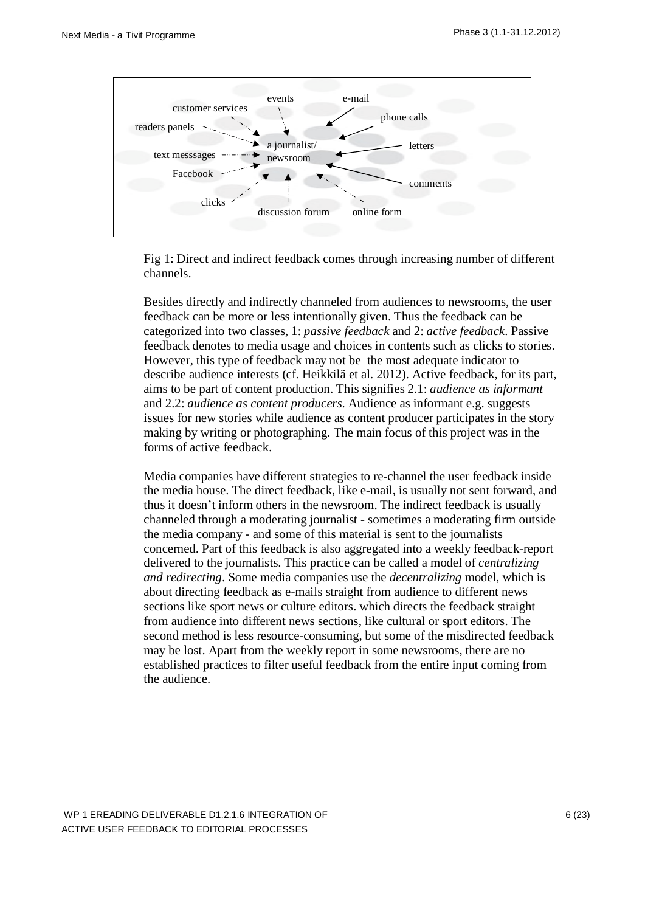events

e-mail

customer services

phone calls

readers panels

a journalist/ newsroom

letters

text messsages

Facebook

comments

clicks

discussion forum

online form

Fig 1: Direct and indirect feedback comes through increasing number of different channels.

Besides directly and indirectly channeled from audiences to newsrooms, the user feedback can be more or less intentionally given. Thus the feedback can be categorized into two classes, 1: *passive feedback* and 2: *active feedback*. Passive feedback denotes to media usage and choices in contents such as clicks to stories. However, this type of feedback may not be the most adequate indicator to describe audience interests (cf. Heikkilä et al. 2012). Active feedback, for its part, aims to be part of content production. This signifies 2.1: *audience as informant* and 2.2: *audience as content producers.* Audience as informant e.g. suggests issues for new stories while audience as content producer participates in the story making by writing or photographing. The main focus of this project was in the forms of active feedback.

Media companies have different strategies to re-channel the user feedback inside the media house. The direct feedback, like e-mail, is usually not sent forward, and thus it doesn't inform others in the newsroom. The indirect feedback is usually channeled through a moderating journalist - sometimes a moderating firm outside the media company - and some of this material is sent to the journalists concerned. Part of this feedback is also aggregated into a weekly feedback-report delivered to the journalists. This practice can be called a model of *centralizing and redirecting*. Some media companies use the *decentralizing* model, which is about directing feedback as e-mails straight from audience to different news sections like sport news or culture editors. which directs the feedback straight from audience into different news sections, like cultural or sport editors. The second method is less resource-consuming, but some of the misdirected feedback may be lost. Apart from the weekly report in some newsrooms, there are no established practices to filter useful feedback from the entire input coming from the audience.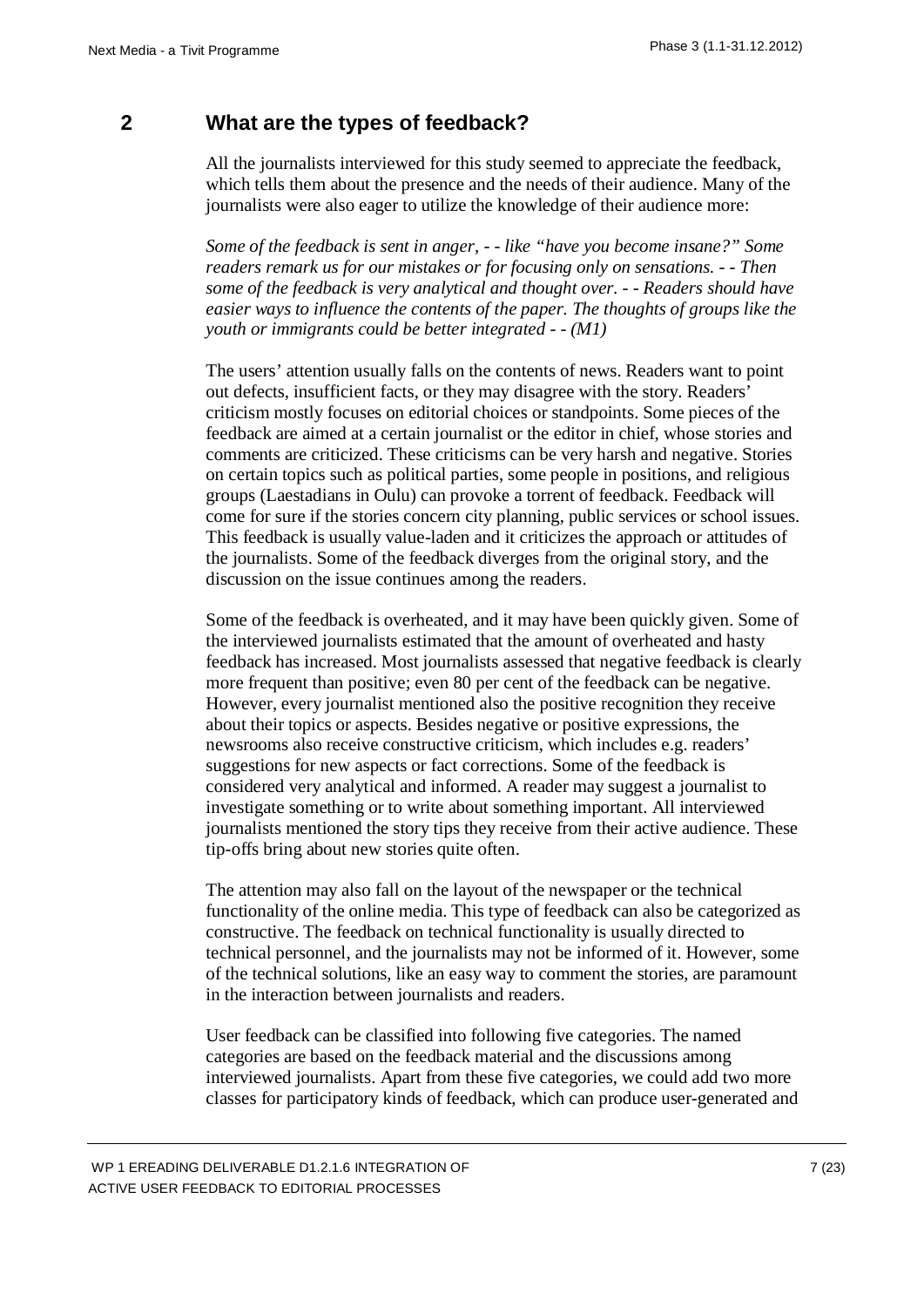## 2 What are the types of feedback?

All the journalists interviewed for this study seemed to appreciate the feedback, which tells them about the presence and the needs of their audience. Many of the journalists were also eager to utilize the knowledge of their audience more:

*Some of the feedback is sent in anger, - - like "have you become insane?" Some readers remark us for our mistakes or for focusing only on sensations. - - Then some of the feedback is very analytical and thought over. - - Readers should have easier ways to influence the contents of the paper. The thoughts of groups like the youth or immigrants could be better integrated - - (M1)*

The users' attention usually falls on the contents of news. Readers want to point out defects, insufficient facts, or they may disagree with the story. Readers' criticism mostly focuses on editorial choices or standpoints. Some pieces of the feedback are aimed at a certain journalist or the editor in chief, whose stories and comments are criticized. These criticisms can be very harsh and negative. Stories on certain topics such as political parties, some people in positions, and religious groups (Laestadians in Oulu) can provoke a torrent of feedback. Feedback will come for sure if the stories concern city planning, public services or school issues. This feedback is usually value-laden and it criticizes the approach or attitudes of the journalists. Some of the feedback diverges from the original story, and the discussion on the issue continues among the readers.

Some of the feedback is overheated, and it may have been quickly given. Some of the interviewed journalists estimated that the amount of overheated and hasty feedback has increased. Most journalists assessed that negative feedback is clearly more frequent than positive; even 80 per cent of the feedback can be negative. However, every journalist mentioned also the positive recognition they receive about their topics or aspects. Besides negative or positive expressions, the newsrooms also receive constructive criticism, which includes e.g. readers' suggestions for new aspects or fact corrections. Some of the feedback is considered very analytical and informed. A reader may suggest a journalist to investigate something or to write about something important. All interviewed journalists mentioned the story tips they receive from their active audience. These tip-offs bring about new stories quite often.

The attention may also fall on the layout of the newspaper or the technical functionality of the online media. This type of feedback can also be categorized as constructive. The feedback on technical functionality is usually directed to technical personnel, and the journalists may not be informed of it. However, some of the technical solutions, like an easy way to comment the stories, are paramount in the interaction between journalists and readers.

User feedback can be classified into following five categories. The named categories are based on the feedback material and the discussions among interviewed journalists. Apart from these five categories, we could add two more classes for participatory kinds of feedback, which can produce user-generated and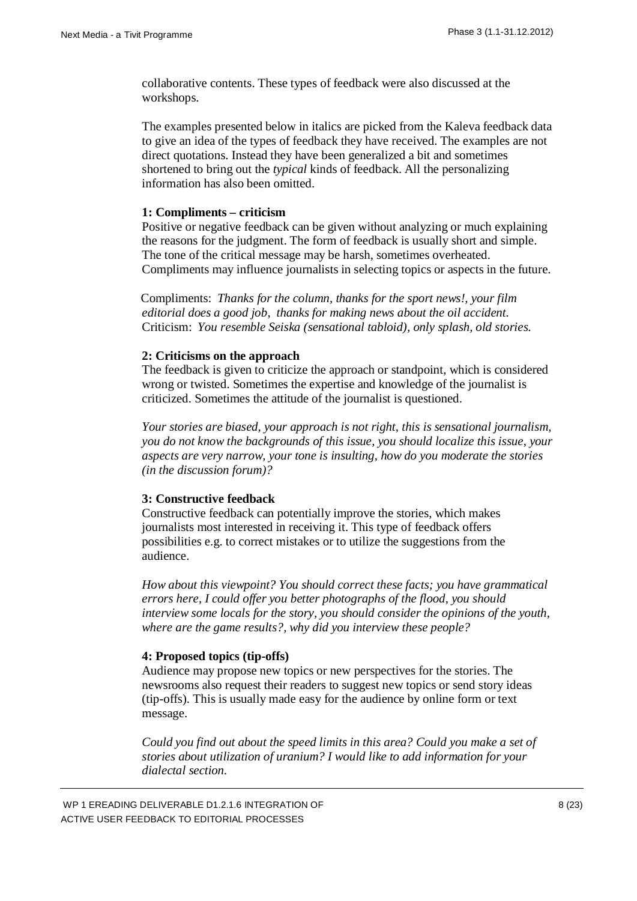collaborative contents. These types of feedback were also discussed at the workshops.

The examples presented below in italics are picked from the Kaleva feedback data to give an idea of the types of feedback they have received. The examples are not direct quotations. Instead they have been generalized a bit and sometimes shortened to bring out the *typical* kinds of feedback. All the personalizing information has also been omitted.

**1: Compliments – criticism**

Positive or negative feedback can be given without analyzing or much explaining the reasons for the judgment. The form of feedback is usually short and simple. The tone of the critical message may be harsh, sometimes overheated. Compliments may influence journalists in selecting topics or aspects in the future.

Compliments: *Thanks for the column, thanks for the sport news!, your film editorial does a good job, thanks for making news about the oil accident.*
Criticism: *You resemble Seiska (sensational tabloid), only splash, old stories.*

**2: Criticisms on the approach**

The feedback is given to criticize the approach or standpoint, which is considered wrong or twisted. Sometimes the expertise and knowledge of the journalist is criticized. Sometimes the attitude of the journalist is questioned.

*Your stories are biased, your approach is not right, this is sensational journalism, you do not know the backgrounds of this issue, you should localize this issue, your aspects are very narrow, your tone is insulting, how do you moderate the stories (in the discussion forum)?*

**3: Constructive feedback**

Constructive feedback can potentially improve the stories, which makes journalists most interested in receiving it. This type of feedback offers possibilities e.g. to correct mistakes or to utilize the suggestions from the audience.

*How about this viewpoint? You should correct these facts; you have grammatical errors here, I could offer you better photographs of the flood, you should interview some locals for the story, you should consider the opinions of the youth, where are the game results?, why did you interview these people?*

**4: Proposed topics (tip-offs)**

Audience may propose new topics or new perspectives for the stories. The newsrooms also request their readers to suggest new topics or send story ideas (tip-offs). This is usually made easy for the audience by online form or text message.

*Could you find out about the speed limits in this area? Could you make a set of stories about utilization of uranium? I would like to add information for your dialectal section.*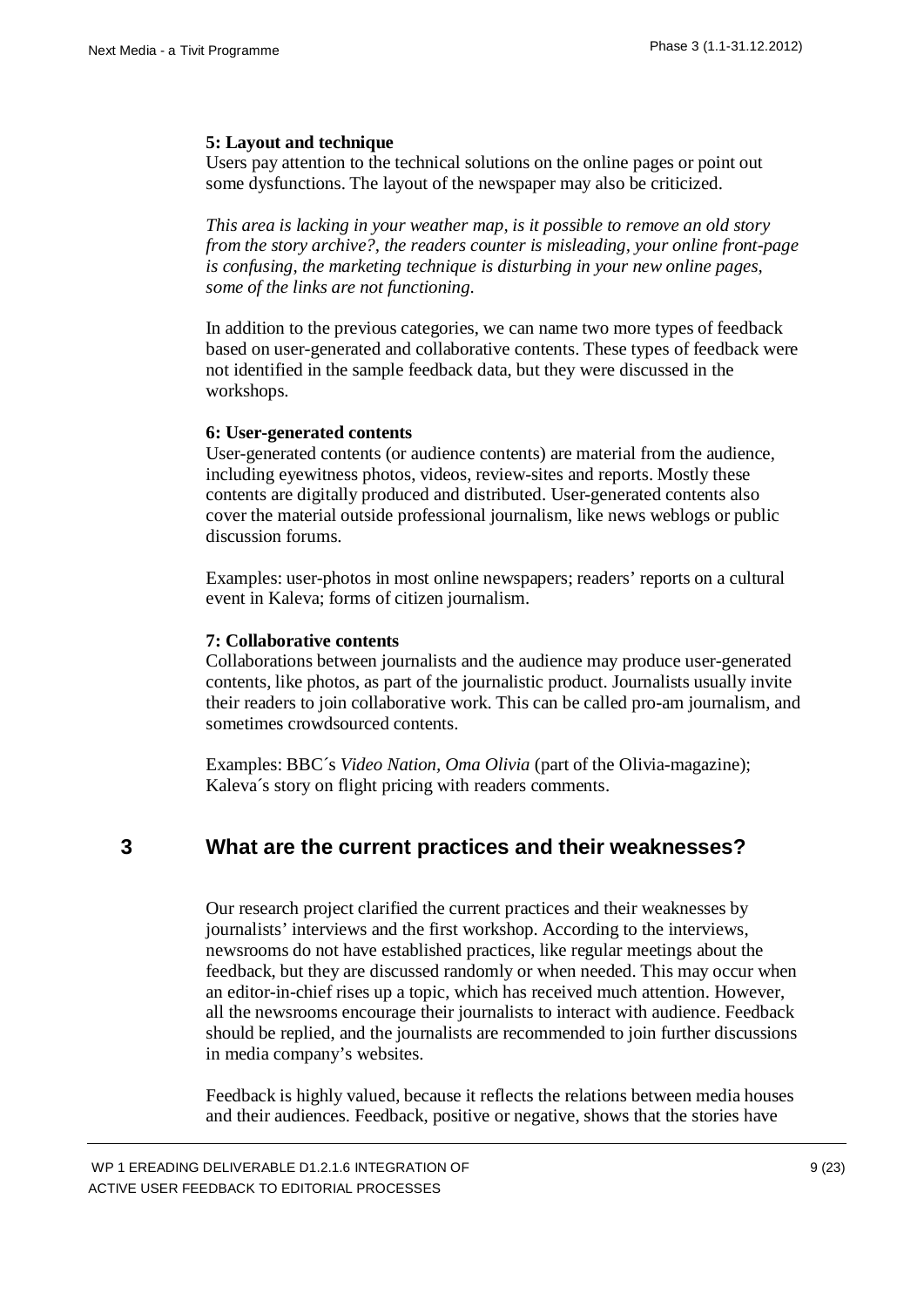**5: Layout and technique**

Users pay attention to the technical solutions on the online pages or point out some dysfunctions. The layout of the newspaper may also be criticized.

*This area is lacking in your weather map, is it possible to remove an old story from the story archive?, the readers counter is misleading, your online front-page is confusing, the marketing technique is disturbing in your new online pages, some of the links are not functioning.*

In addition to the previous categories, we can name two more types of feedback based on user-generated and collaborative contents. These types of feedback were not identified in the sample feedback data, but they were discussed in the workshops.

**6: User-generated contents**

User-generated contents (or audience contents) are material from the audience, including eyewitness photos, videos, review-sites and reports. Mostly these contents are digitally produced and distributed. User-generated contents also cover the material outside professional journalism, like news weblogs or public discussion forums.

Examples: user-photos in most online newspapers; readers' reports on a cultural event in Kaleva; forms of citizen journalism.

**7: Collaborative contents**

Collaborations between journalists and the audience may produce user-generated contents, like photos, as part of the journalistic product. Journalists usually invite their readers to join collaborative work. This can be called pro-am journalism, and sometimes crowdsourced contents.

Examples: BBC´s *Video Nation*, *Oma Olivia* (part of the Olivia-magazine); Kaleva´s story on flight pricing with readers comments.

# 3 What are the current practices and their weaknesses?

Our research project clarified the current practices and their weaknesses by journalists' interviews and the first workshop. According to the interviews, newsrooms do not have established practices, like regular meetings about the feedback, but they are discussed randomly or when needed. This may occur when an editor-in-chief rises up a topic, which has received much attention. However, all the newsrooms encourage their journalists to interact with audience. Feedback should be replied, and the journalists are recommended to join further discussions in media company's websites.

Feedback is highly valued, because it reflects the relations between media houses and their audiences. Feedback, positive or negative, shows that the stories have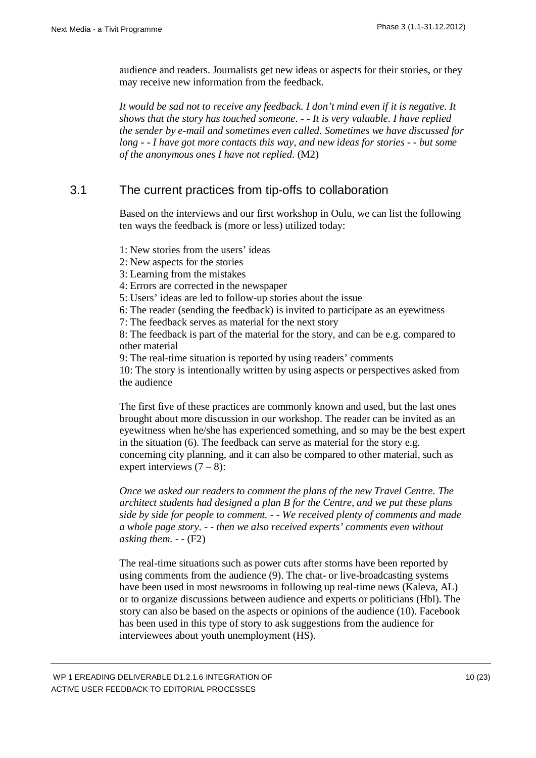audience and readers. Journalists get new ideas or aspects for their stories, or they may receive new information from the feedback.

*It would be sad not to receive any feedback. I don't mind even if it is negative. It shows that the story has touched someone. - - It is very valuable. I have replied the sender by e-mail and sometimes even called. Sometimes we have discussed for long - - I have got more contacts this way, and new ideas for stories - - but some of the anonymous ones I have not replied.* (M2)

## 3.1 The current practices from tip-offs to collaboration

Based on the interviews and our first workshop in Oulu, we can list the following ten ways the feedback is (more or less) utilized today:

1: New stories from the users' ideas  
2: New aspects for the stories  
3: Learning from the mistakes  
4: Errors are corrected in the newspaper  
5: Users' ideas are led to follow-up stories about the issue  
6: The reader (sending the feedback) is invited to participate as an eyewitness  
7: The feedback serves as material for the next story  
8: The feedback is part of the material for the story, and can be e.g. compared to other material  
9: The real-time situation is reported by using readers' comments  
10: The story is intentionally written by using aspects or perspectives asked from the audience

The first five of these practices are commonly known and used, but the last ones brought about more discussion in our workshop. The reader can be invited as an eyewitness when he/she has experienced something, and so may be the best expert in the situation (6). The feedback can serve as material for the story e.g. concerning city planning, and it can also be compared to other material, such as expert interviews (7 – 8):

*Once we asked our readers to comment the plans of the new Travel Centre. The architect students had designed a plan B for the Centre, and we put these plans side by side for people to comment. - - We received plenty of comments and made a whole page story. - - then we also received experts' comments even without asking them. - -* (F2)

The real-time situations such as power cuts after storms have been reported by using comments from the audience (9). The chat- or live-broadcasting systems have been used in most newsrooms in following up real-time news (Kaleva, AL) or to organize discussions between audience and experts or politicians (Hbl). The story can also be based on the aspects or opinions of the audience (10). Facebook has been used in this type of story to ask suggestions from the audience for interviewees about youth unemployment (HS).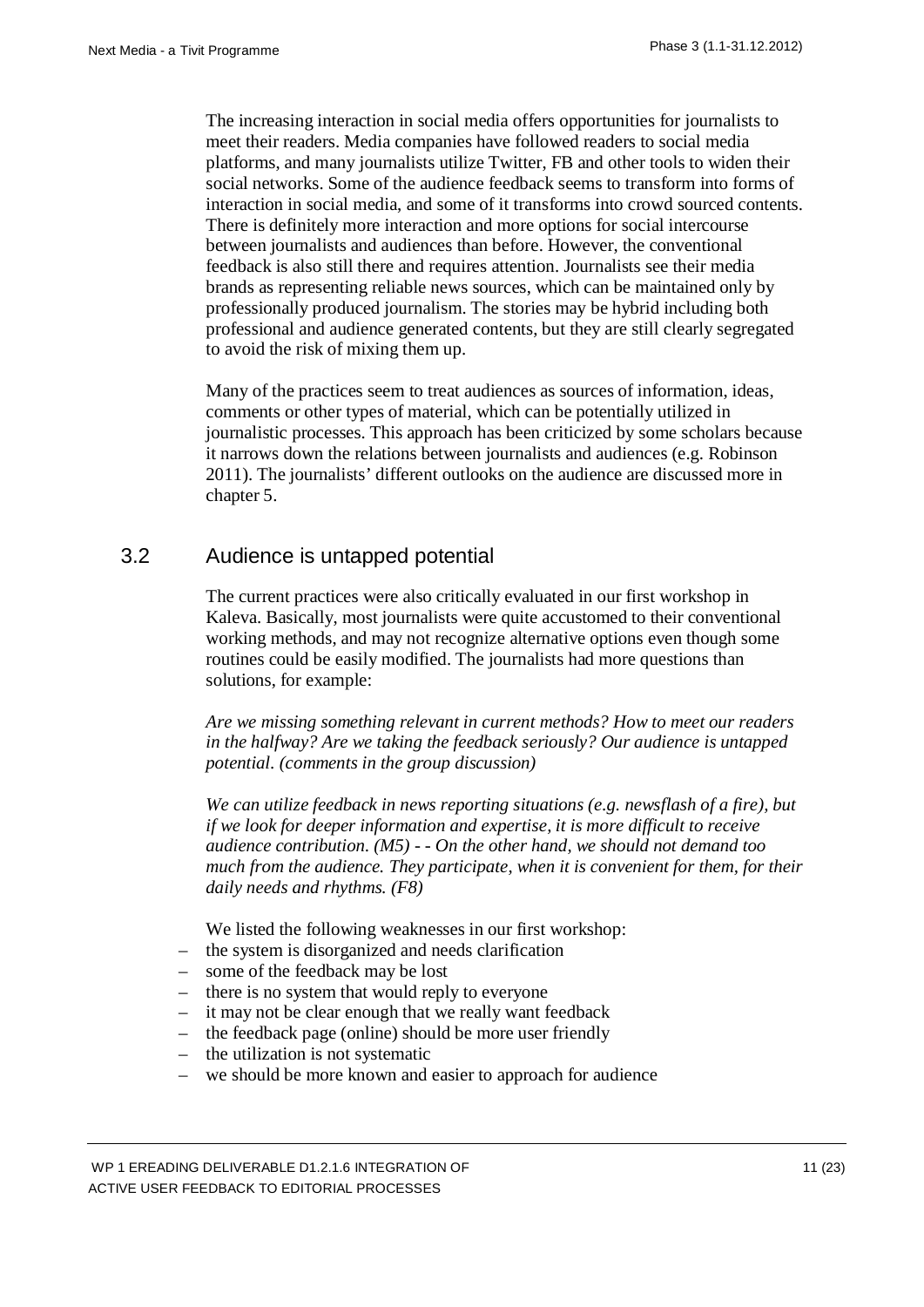The increasing interaction in social media offers opportunities for journalists to meet their readers. Media companies have followed readers to social media platforms, and many journalists utilize Twitter, FB and other tools to widen their social networks. Some of the audience feedback seems to transform into forms of interaction in social media, and some of it transforms into crowd sourced contents. There is definitely more interaction and more options for social intercourse between journalists and audiences than before. However, the conventional feedback is also still there and requires attention. Journalists see their media brands as representing reliable news sources, which can be maintained only by professionally produced journalism. The stories may be hybrid including both professional and audience generated contents, but they are still clearly segregated to avoid the risk of mixing them up.

Many of the practices seem to treat audiences as sources of information, ideas, comments or other types of material, which can be potentially utilized in journalistic processes. This approach has been criticized by some scholars because it narrows down the relations between journalists and audiences (e.g. Robinson 2011). The journalists' different outlooks on the audience are discussed more in chapter 5.

## 3.2 Audience is untapped potential

The current practices were also critically evaluated in our first workshop in Kaleva. Basically, most journalists were quite accustomed to their conventional working methods, and may not recognize alternative options even though some routines could be easily modified. The journalists had more questions than solutions, for example:

*Are we missing something relevant in current methods? How to meet our readers in the halfway? Are we taking the feedback seriously? Our audience is untapped potential. (comments in the group discussion)*

*We can utilize feedback in news reporting situations (e.g. newsflash of a fire), but if we look for deeper information and expertise, it is more difficult to receive audience contribution. (M5) - - On the other hand, we should not demand too much from the audience. They participate, when it is convenient for them, for their daily needs and rhythms. (F8)*

We listed the following weaknesses in our first workshop:

- the system is disorganized and needs clarification
- some of the feedback may be lost
- there is no system that would reply to everyone
- it may not be clear enough that we really want feedback
- the feedback page (online) should be more user friendly
- the utilization is not systematic
- we should be more known and easier to approach for audience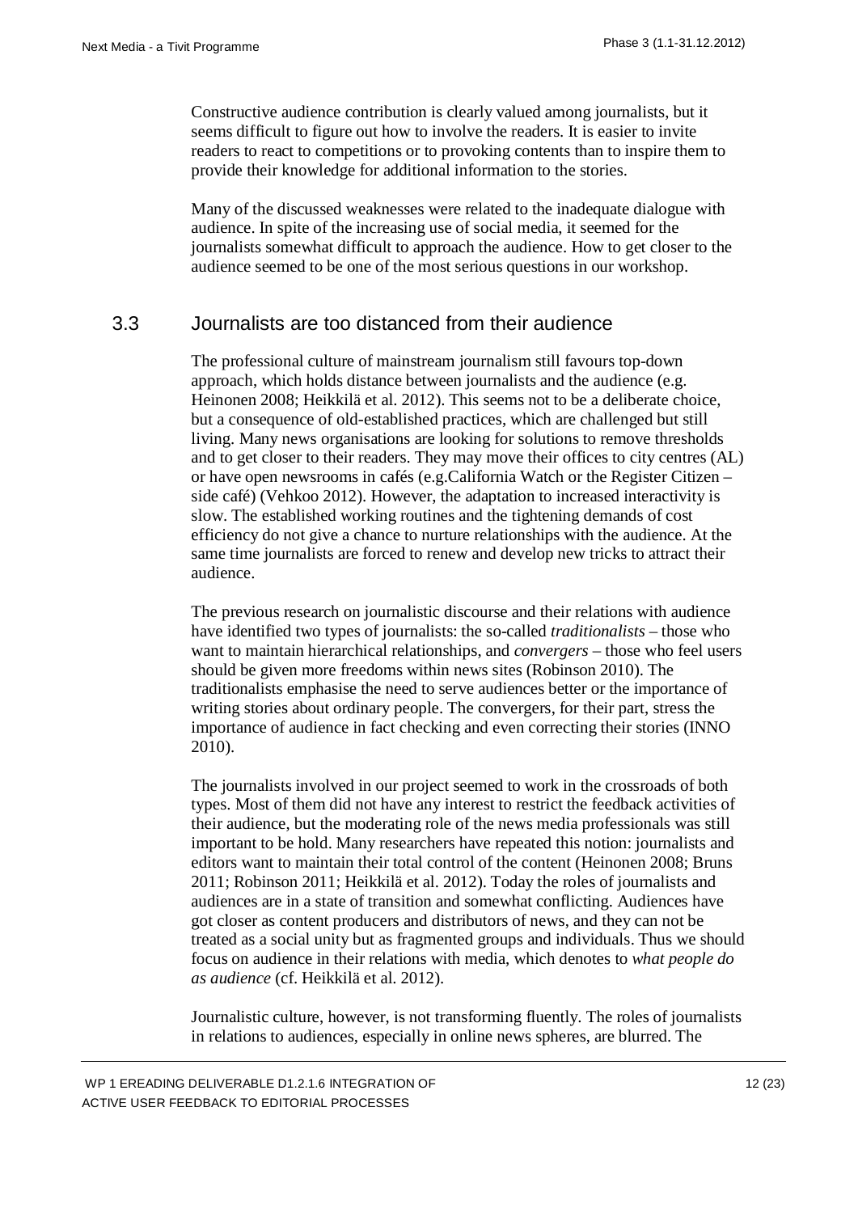Constructive audience contribution is clearly valued among journalists, but it seems difficult to figure out how to involve the readers. It is easier to invite readers to react to competitions or to provoking contents than to inspire them to provide their knowledge for additional information to the stories.

Many of the discussed weaknesses were related to the inadequate dialogue with audience. In spite of the increasing use of social media, it seemed for the journalists somewhat difficult to approach the audience. How to get closer to the audience seemed to be one of the most serious questions in our workshop.

## 3.3 Journalists are too distanced from their audience

The professional culture of mainstream journalism still favours top-down approach, which holds distance between journalists and the audience (e.g. Heinonen 2008; Heikkilä et al. 2012). This seems not to be a deliberate choice, but a consequence of old-established practices, which are challenged but still living. Many news organisations are looking for solutions to remove thresholds and to get closer to their readers. They may move their offices to city centres (AL) or have open newsrooms in cafés (e.g.California Watch or the Register Citizen – side café) (Vehkoo 2012). However, the adaptation to increased interactivity is slow. The established working routines and the tightening demands of cost efficiency do not give a chance to nurture relationships with the audience. At the same time journalists are forced to renew and develop new tricks to attract their audience.

The previous research on journalistic discourse and their relations with audience have identified two types of journalists: the so-called *traditionalists* – those who want to maintain hierarchical relationships, and *convergers* – those who feel users should be given more freedoms within news sites (Robinson 2010). The traditionalists emphasise the need to serve audiences better or the importance of writing stories about ordinary people. The convergers, for their part, stress the importance of audience in fact checking and even correcting their stories (INNO 2010).

The journalists involved in our project seemed to work in the crossroads of both types. Most of them did not have any interest to restrict the feedback activities of their audience, but the moderating role of the news media professionals was still important to be hold. Many researchers have repeated this notion: journalists and editors want to maintain their total control of the content (Heinonen 2008; Bruns 2011; Robinson 2011; Heikkilä et al. 2012). Today the roles of journalists and audiences are in a state of transition and somewhat conflicting. Audiences have got closer as content producers and distributors of news, and they can not be treated as a social unity but as fragmented groups and individuals. Thus we should focus on audience in their relations with media, which denotes to *what people do as audience* (cf. Heikkilä et al. 2012).

Journalistic culture, however, is not transforming fluently. The roles of journalists in relations to audiences, especially in online news spheres, are blurred. The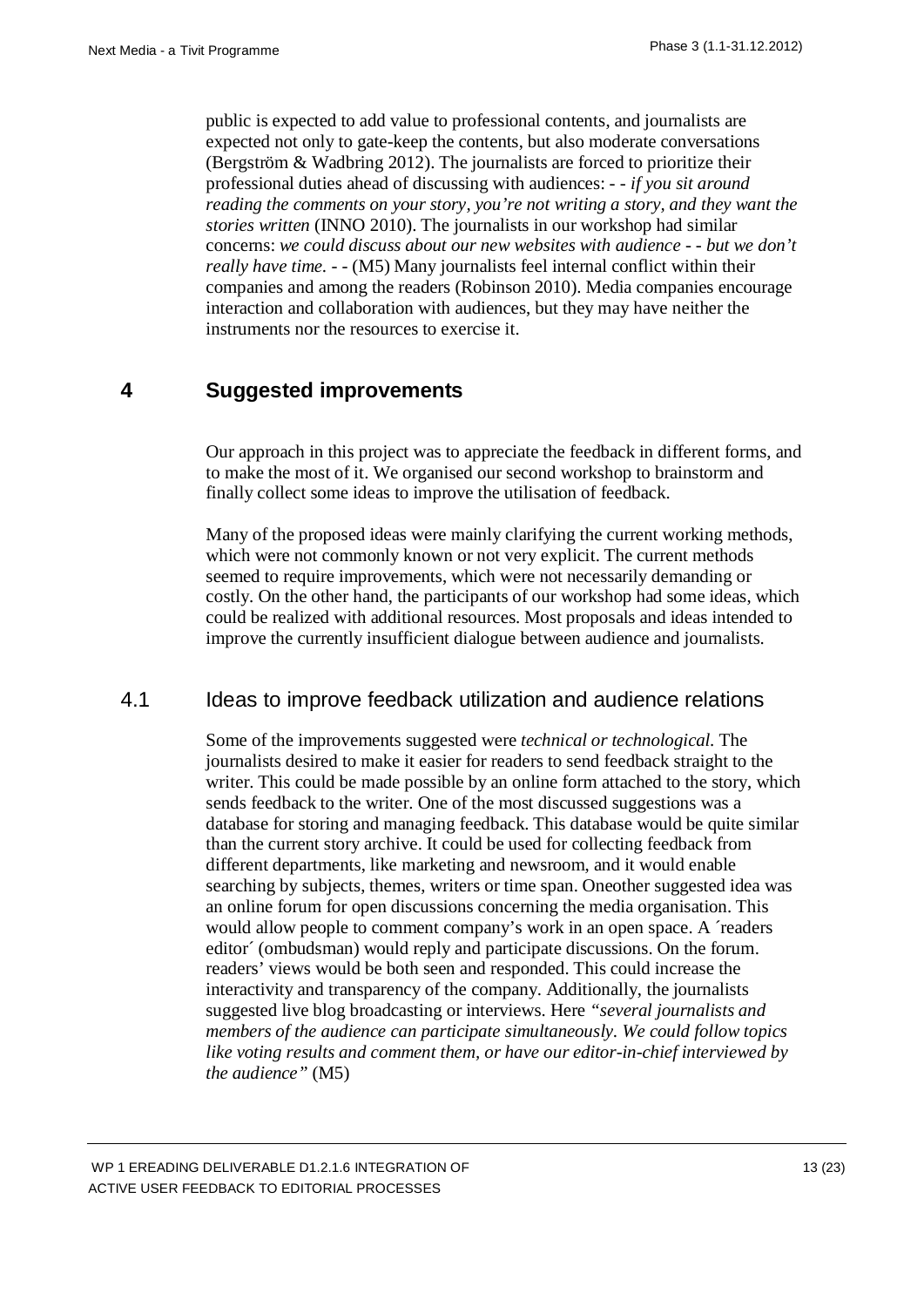public is expected to add value to professional contents, and journalists are expected not only to gate-keep the contents, but also moderate conversations (Bergström & Wadbring 2012). The journalists are forced to prioritize their professional duties ahead of discussing with audiences: *- - if you sit around reading the comments on your story, you're not writing a story, and they want the stories written* (INNO 2010). The journalists in our workshop had similar concerns: *we could discuss about our new websites with audience - - but we don't really have time.* - - (M5) Many journalists feel internal conflict within their companies and among the readers (Robinson 2010). Media companies encourage interaction and collaboration with audiences, but they may have neither the instruments nor the resources to exercise it.

# 4 Suggested improvements

Our approach in this project was to appreciate the feedback in different forms, and to make the most of it. We organised our second workshop to brainstorm and finally collect some ideas to improve the utilisation of feedback.

Many of the proposed ideas were mainly clarifying the current working methods, which were not commonly known or not very explicit. The current methods seemed to require improvements, which were not necessarily demanding or costly. On the other hand, the participants of our workshop had some ideas, which could be realized with additional resources. Most proposals and ideas intended to improve the currently insufficient dialogue between audience and journalists.

## 4.1 Ideas to improve feedback utilization and audience relations

Some of the improvements suggested were *technical or technological.* The journalists desired to make it easier for readers to send feedback straight to the writer. This could be made possible by an online form attached to the story, which sends feedback to the writer. One of the most discussed suggestions was a database for storing and managing feedback. This database would be quite similar than the current story archive. It could be used for collecting feedback from different departments, like marketing and newsroom, and it would enable searching by subjects, themes, writers or time span. Oneother suggested idea was an online forum for open discussions concerning the media organisation. This would allow people to comment company's work in an open space. A ´readers editor´ (ombudsman) would reply and participate discussions. On the forum. readers' views would be both seen and responded. This could increase the interactivity and transparency of the company. Additionally, the journalists suggested live blog broadcasting or interviews. Here *"several journalists and members of the audience can participate simultaneously. We could follow topics like voting results and comment them, or have our editor-in-chief interviewed by the audience"* (M5)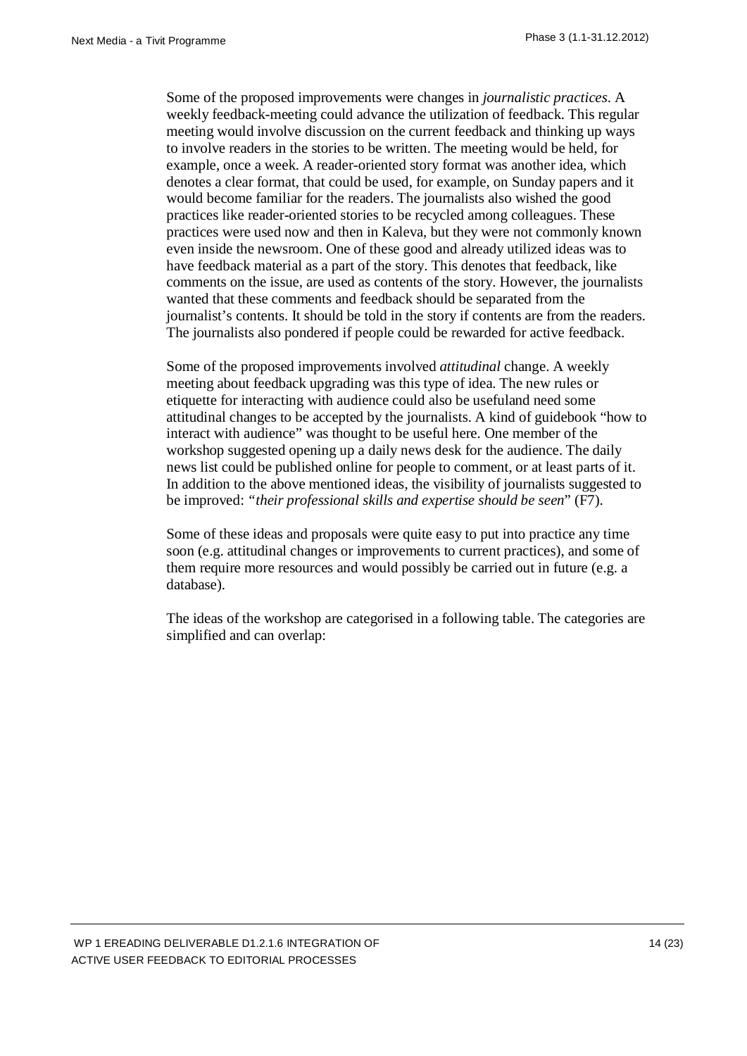Some of the proposed improvements were changes in *journalistic practices*. A weekly feedback-meeting could advance the utilization of feedback. This regular meeting would involve discussion on the current feedback and thinking up ways to involve readers in the stories to be written. The meeting would be held, for example, once a week. A reader-oriented story format was another idea, which denotes a clear format, that could be used, for example, on Sunday papers and it would become familiar for the readers. The journalists also wished the good practices like reader-oriented stories to be recycled among colleagues. These practices were used now and then in Kaleva, but they were not commonly known even inside the newsroom. One of these good and already utilized ideas was to have feedback material as a part of the story. This denotes that feedback, like comments on the issue, are used as contents of the story. However, the journalists wanted that these comments and feedback should be separated from the journalist's contents. It should be told in the story if contents are from the readers. The journalists also pondered if people could be rewarded for active feedback.

Some of the proposed improvements involved *attitudinal* change. A weekly meeting about feedback upgrading was this type of idea. The new rules or etiquette for interacting with audience could also be usefuland need some attitudinal changes to be accepted by the journalists. A kind of guidebook "how to interact with audience" was thought to be useful here. One member of the workshop suggested opening up a daily news desk for the audience. The daily news list could be published online for people to comment, or at least parts of it. In addition to the above mentioned ideas, the visibility of journalists suggested to be improved: "*their professional skills and expertise should be seen*" (F7).

Some of these ideas and proposals were quite easy to put into practice any time soon (e.g. attitudinal changes or improvements to current practices), and some of them require more resources and would possibly be carried out in future (e.g. a database).

The ideas of the workshop are categorised in a following table. The categories are simplified and can overlap: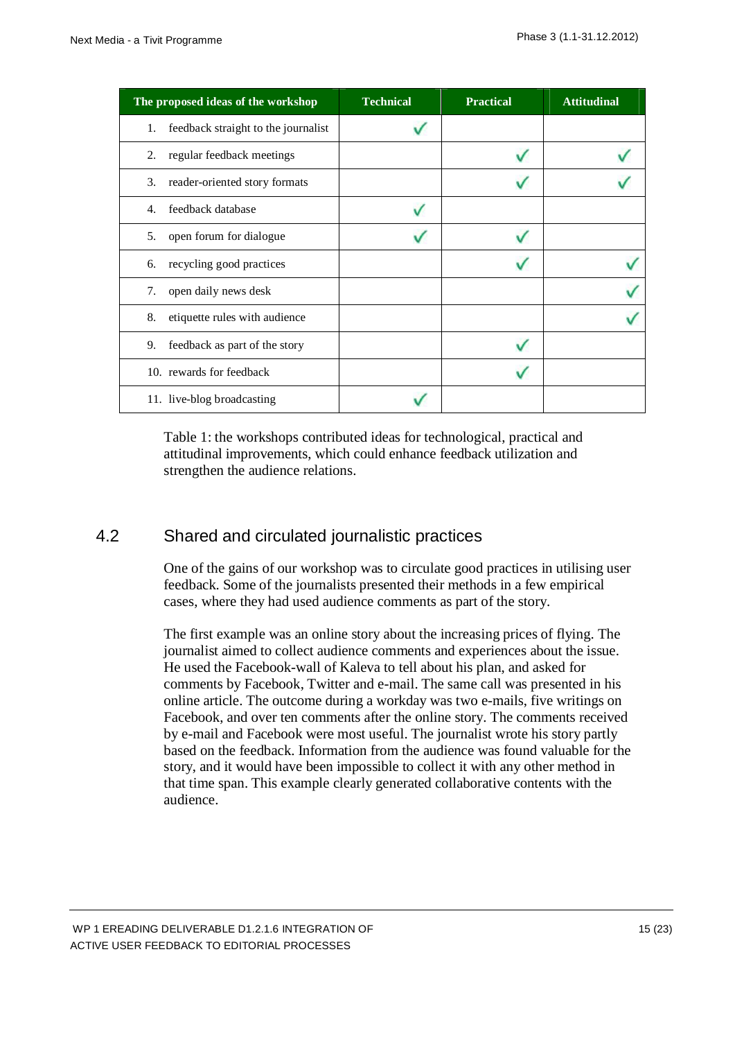| The proposed ideas of the workshop | Technical | Practical | Attitudinal |
|---|---|---|---|
| 1. feedback straight to the journalist | ✓ | | |
| 2. regular feedback meetings | | ✓ | ✓ |
| 3. reader-oriented story formats | | ✓ | ✓ |
| 4. feedback database | ✓ | | |
| 5. open forum for dialogue | ✓ | ✓ | |
| 6. recycling good practices | | ✓ | ✓ |
| 7. open daily news desk | | | ✓ |
| 8. etiquette rules with audience | | | ✓ |
| 9. feedback as part of the story | | ✓ | |
| 10. rewards for feedback | | ✓ | |
| 11. live-blog broadcasting | ✓ | | |

Table 1: the workshops contributed ideas for technological, practical and attitudinal improvements, which could enhance feedback utilization and strengthen the audience relations.

## 4.2 Shared and circulated journalistic practices

One of the gains of our workshop was to circulate good practices in utilising user feedback. Some of the journalists presented their methods in a few empirical cases, where they had used audience comments as part of the story.

The first example was an online story about the increasing prices of flying. The journalist aimed to collect audience comments and experiences about the issue. He used the Facebook-wall of Kaleva to tell about his plan, and asked for comments by Facebook, Twitter and e-mail. The same call was presented in his online article. The outcome during a workday was two e-mails, five writings on Facebook, and over ten comments after the online story. The comments received by e-mail and Facebook were most useful. The journalist wrote his story partly based on the feedback. Information from the audience was found valuable for the story, and it would have been impossible to collect it with any other method in that time span. This example clearly generated collaborative contents with the audience.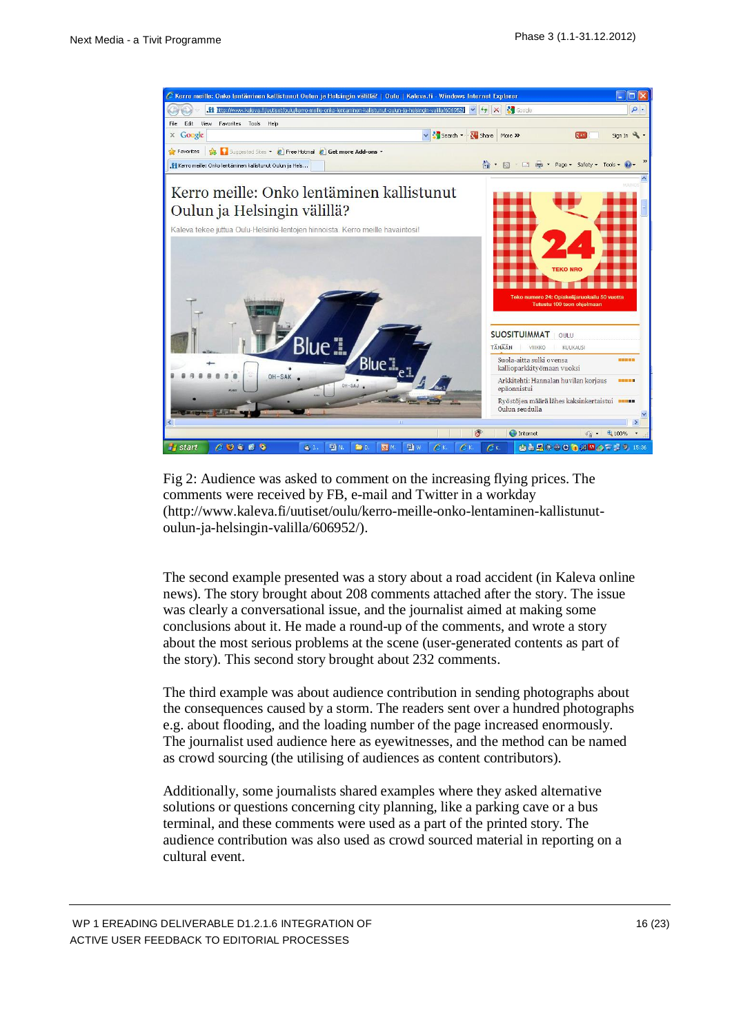Fig 2: Audience was asked to comment on the increasing flying prices. The comments were received by FB, e-mail and Twitter in a workday (http://www.kaleva.fi/uutiset/oulu/kerro-meille-onko-lentaminen-kallistunut-oulun-ja-helsingin-valilla/606952/).

The second example presented was a story about a road accident (in Kaleva online news). The story brought about 208 comments attached after the story. The issue was clearly a conversational issue, and the journalist aimed at making some conclusions about it. He made a round-up of the comments, and wrote a story about the most serious problems at the scene (user-generated contents as part of the story). This second story brought about 232 comments.

The third example was about audience contribution in sending photographs about the consequences caused by a storm. The readers sent over a hundred photographs e.g. about flooding, and the loading number of the page increased enormously. The journalist used audience here as eyewitnesses, and the method can be named as crowd sourcing (the utilising of audiences as content contributors).

Additionally, some journalists shared examples where they asked alternative solutions or questions concerning city planning, like a parking cave or a bus terminal, and these comments were used as a part of the printed story. The audience contribution was also used as crowd sourced material in reporting on a cultural event.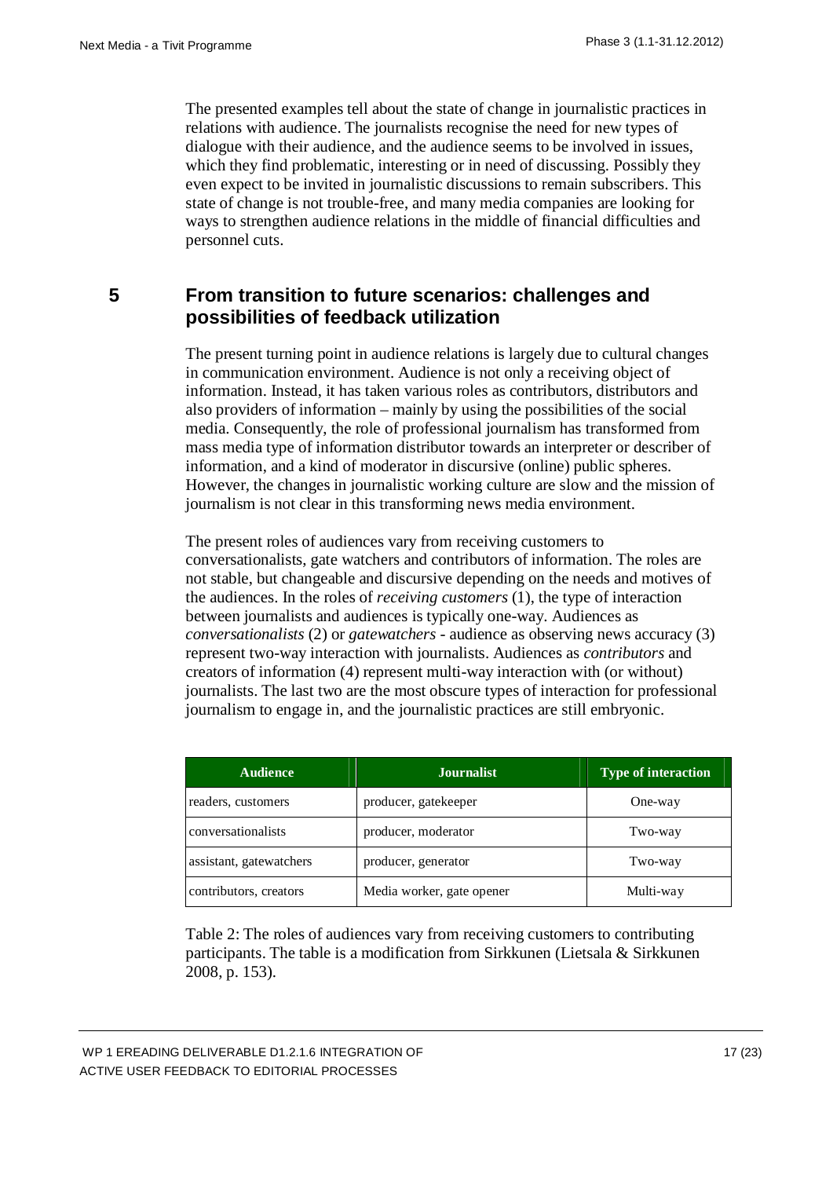The presented examples tell about the state of change in journalistic practices in relations with audience. The journalists recognise the need for new types of dialogue with their audience, and the audience seems to be involved in issues, which they find problematic, interesting or in need of discussing. Possibly they even expect to be invited in journalistic discussions to remain subscribers. This state of change is not trouble-free, and many media companies are looking for ways to strengthen audience relations in the middle of financial difficulties and personnel cuts.

# 5 From transition to future scenarios: challenges and possibilities of feedback utilization

The present turning point in audience relations is largely due to cultural changes in communication environment. Audience is not only a receiving object of information. Instead, it has taken various roles as contributors, distributors and also providers of information – mainly by using the possibilities of the social media. Consequently, the role of professional journalism has transformed from mass media type of information distributor towards an interpreter or describer of information, and a kind of moderator in discursive (online) public spheres. However, the changes in journalistic working culture are slow and the mission of journalism is not clear in this transforming news media environment.

The present roles of audiences vary from receiving customers to conversationalists, gate watchers and contributors of information. The roles are not stable, but changeable and discursive depending on the needs and motives of the audiences. In the roles of *receiving customers* (1), the type of interaction between journalists and audiences is typically one-way. Audiences as *conversationalists* (2) or *gatewatchers* - audience as observing news accuracy (3) represent two-way interaction with journalists. Audiences as *contributors* and creators of information (4) represent multi-way interaction with (or without) journalists. The last two are the most obscure types of interaction for professional journalism to engage in, and the journalistic practices are still embryonic.

| Audience | Journalist | Type of interaction |
|---|---|---|
| readers, customers | producer, gatekeeper | One-way |
| conversationalists | producer, moderator | Two-way |
| assistant, gatewatchers | producer, generator | Two-way |
| contributors, creators | Media worker, gate opener | Multi-way |

Table 2: The roles of audiences vary from receiving customers to contributing participants. The table is a modification from Sirkkunen (Lietsala & Sirkkunen 2008, p. 153).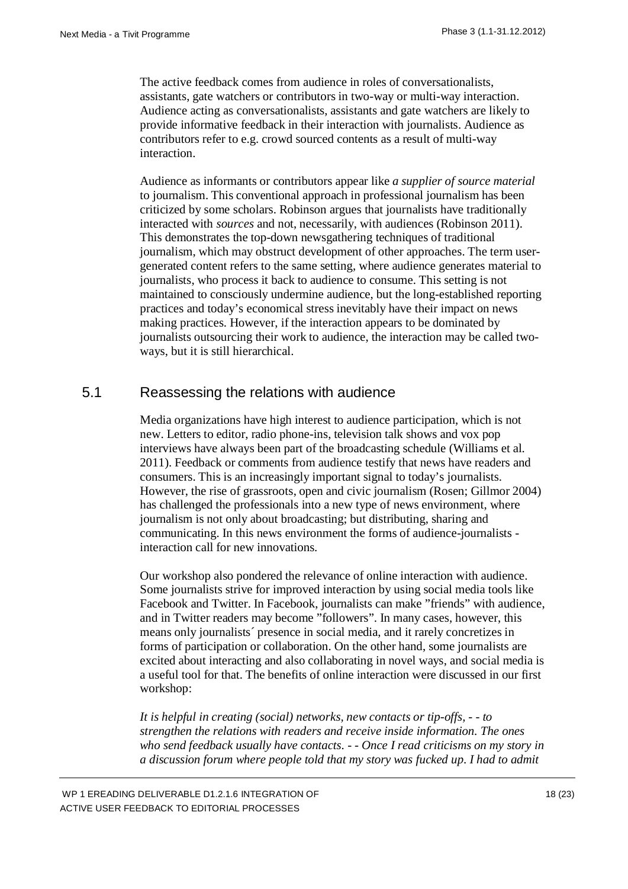The active feedback comes from audience in roles of conversationalists, assistants, gate watchers or contributors in two-way or multi-way interaction. Audience acting as conversationalists, assistants and gate watchers are likely to provide informative feedback in their interaction with journalists. Audience as contributors refer to e.g. crowd sourced contents as a result of multi-way interaction.

Audience as informants or contributors appear like *a supplier of source material* to journalism. This conventional approach in professional journalism has been criticized by some scholars. Robinson argues that journalists have traditionally interacted with *sources* and not, necessarily, with audiences (Robinson 2011). This demonstrates the top-down newsgathering techniques of traditional journalism, which may obstruct development of other approaches. The term user-generated content refers to the same setting, where audience generates material to journalists, who process it back to audience to consume. This setting is not maintained to consciously undermine audience, but the long-established reporting practices and today's economical stress inevitably have their impact on news making practices. However, if the interaction appears to be dominated by journalists outsourcing their work to audience, the interaction may be called two-ways, but it is still hierarchical.

## 5.1 Reassessing the relations with audience

Media organizations have high interest to audience participation, which is not new. Letters to editor, radio phone-ins, television talk shows and vox pop interviews have always been part of the broadcasting schedule (Williams et al. 2011). Feedback or comments from audience testify that news have readers and consumers. This is an increasingly important signal to today's journalists. However, the rise of grassroots, open and civic journalism (Rosen; Gillmor 2004) has challenged the professionals into a new type of news environment, where journalism is not only about broadcasting; but distributing, sharing and communicating. In this news environment the forms of audience-journalists - interaction call for new innovations.

Our workshop also pondered the relevance of online interaction with audience. Some journalists strive for improved interaction by using social media tools like Facebook and Twitter. In Facebook, journalists can make "friends" with audience, and in Twitter readers may become "followers". In many cases, however, this means only journalists´ presence in social media, and it rarely concretizes in forms of participation or collaboration. On the other hand, some journalists are excited about interacting and also collaborating in novel ways, and social media is a useful tool for that. The benefits of online interaction were discussed in our first workshop:

*It is helpful in creating (social) networks, new contacts or tip-offs, - - to strengthen the relations with readers and receive inside information. The ones who send feedback usually have contacts. - - Once I read criticisms on my story in a discussion forum where people told that my story was fucked up. I had to admit*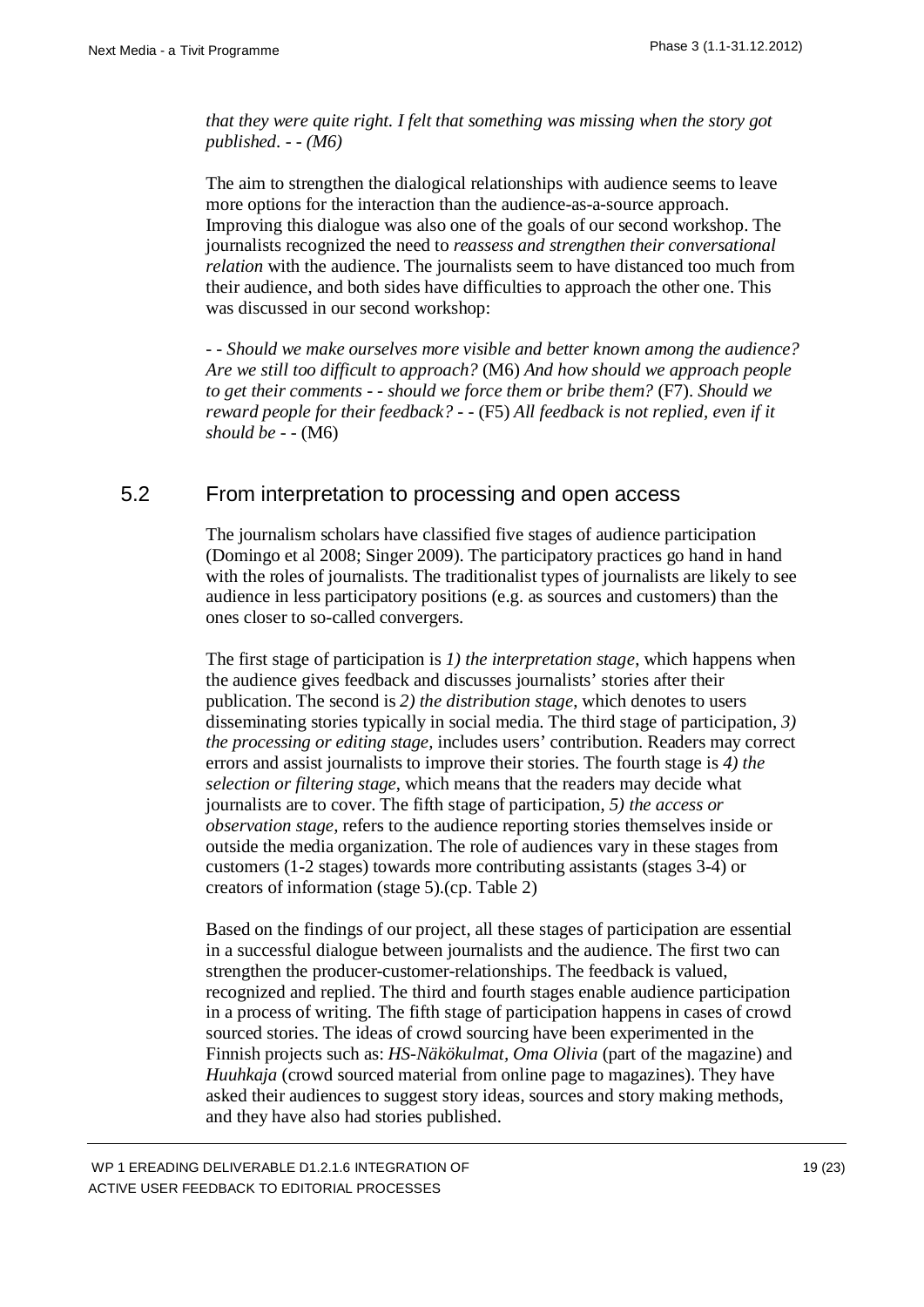*that they were quite right. I felt that something was missing when the story got published*. - - *(M6)*

The aim to strengthen the dialogical relationships with audience seems to leave more options for the interaction than the audience-as-a-source approach. Improving this dialogue was also one of the goals of our second workshop. The journalists recognized the need to *reassess and strengthen their conversational relation* with the audience. The journalists seem to have distanced too much from their audience, and both sides have difficulties to approach the other one. This was discussed in our second workshop:

- - *Should we make ourselves more visible and better known among the audience? Are we still too difficult to approach?* (M6) *And how should we approach people to get their comments - - should we force them or bribe them?* (F7). *Should we reward people for their feedback?* - - (F5) *All feedback is not replied, even if it should be* - - (M6)

## 5.2 From interpretation to processing and open access

The journalism scholars have classified five stages of audience participation (Domingo et al 2008; Singer 2009). The participatory practices go hand in hand with the roles of journalists. The traditionalist types of journalists are likely to see audience in less participatory positions (e.g. as sources and customers) than the ones closer to so-called convergers.

The first stage of participation is *1) the interpretation stage*, which happens when the audience gives feedback and discusses journalists' stories after their publication. The second is *2) the distribution stage*, which denotes to users disseminating stories typically in social media. The third stage of participation, *3) the processing or editing stage,* includes users' contribution. Readers may correct errors and assist journalists to improve their stories. The fourth stage is *4) the selection or filtering stage*, which means that the readers may decide what journalists are to cover. The fifth stage of participation, *5) the access or observation stage,* refers to the audience reporting stories themselves inside or outside the media organization. The role of audiences vary in these stages from customers (1-2 stages) towards more contributing assistants (stages 3-4) or creators of information (stage 5).(cp. Table 2)

Based on the findings of our project, all these stages of participation are essential in a successful dialogue between journalists and the audience. The first two can strengthen the producer-customer-relationships. The feedback is valued, recognized and replied. The third and fourth stages enable audience participation in a process of writing. The fifth stage of participation happens in cases of crowd sourced stories. The ideas of crowd sourcing have been experimented in the Finnish projects such as: *HS-Näkökulmat*, *Oma Olivia* (part of the magazine) and *Huuhkaja* (crowd sourced material from online page to magazines). They have asked their audiences to suggest story ideas, sources and story making methods, and they have also had stories published.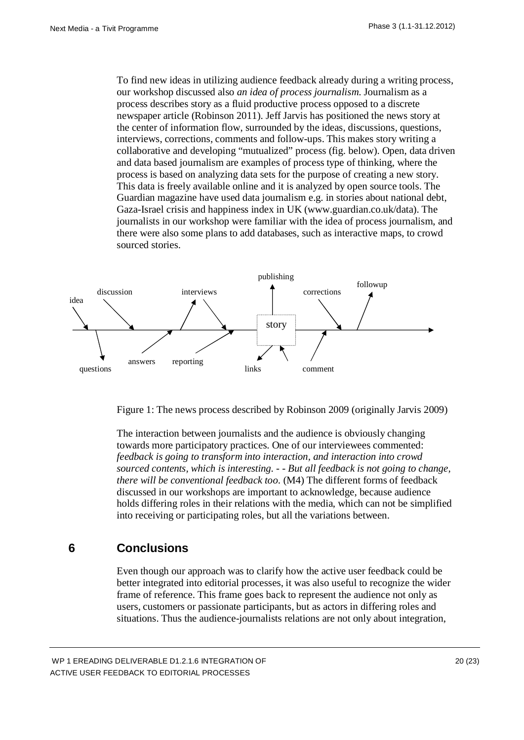To find new ideas in utilizing audience feedback already during a writing process, our workshop discussed also *an idea of process journalism.* Journalism as a process describes story as a fluid productive process opposed to a discrete newspaper article (Robinson 2011). Jeff Jarvis has positioned the news story at the center of information flow, surrounded by the ideas, discussions, questions, interviews, corrections, comments and follow-ups. This makes story writing a collaborative and developing "mutualized" process (fig. below). Open, data driven and data based journalism are examples of process type of thinking, where the process is based on analyzing data sets for the purpose of creating a new story. This data is freely available online and it is analyzed by open source tools. The Guardian magazine have used data journalism e.g. in stories about national debt, Gaza-Israel crisis and happiness index in UK (www.guardian.co.uk/data). The journalists in our workshop were familiar with the idea of process journalism, and there were also some plans to add databases, such as interactive maps, to crowd sourced stories.

idea
discussion
interviews
publishing
corrections
followup
story
questions
answers
reporting
links
comment

Figure 1: The news process described by Robinson 2009 (originally Jarvis 2009)

The interaction between journalists and the audience is obviously changing towards more participatory practices. One of our interviewees commented: *feedback is going to transform into interaction, and interaction into crowd sourced contents, which is interesting. - - But all feedback is not going to change, there will be conventional feedback too.* (M4) The different forms of feedback discussed in our workshops are important to acknowledge, because audience holds differing roles in their relations with the media, which can not be simplified into receiving or participating roles, but all the variations between.

# 6 Conclusions

Even though our approach was to clarify how the active user feedback could be better integrated into editorial processes, it was also useful to recognize the wider frame of reference. This frame goes back to represent the audience not only as users, customers or passionate participants, but as actors in differing roles and situations. Thus the audience-journalists relations are not only about integration,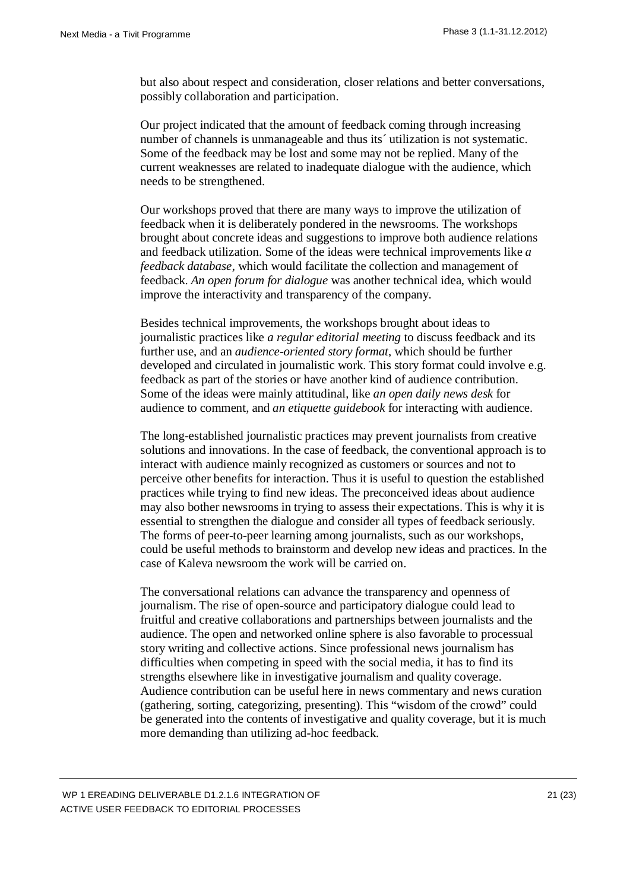but also about respect and consideration, closer relations and better conversations, possibly collaboration and participation.

Our project indicated that the amount of feedback coming through increasing number of channels is unmanageable and thus its´ utilization is not systematic. Some of the feedback may be lost and some may not be replied. Many of the current weaknesses are related to inadequate dialogue with the audience, which needs to be strengthened.

Our workshops proved that there are many ways to improve the utilization of feedback when it is deliberately pondered in the newsrooms. The workshops brought about concrete ideas and suggestions to improve both audience relations and feedback utilization. Some of the ideas were technical improvements like *a feedback database*, which would facilitate the collection and management of feedback. *An open forum for dialogue* was another technical idea, which would improve the interactivity and transparency of the company.

Besides technical improvements, the workshops brought about ideas to journalistic practices like *a regular editorial meeting* to discuss feedback and its further use, and an *audience-oriented story format*, which should be further developed and circulated in journalistic work. This story format could involve e.g. feedback as part of the stories or have another kind of audience contribution. Some of the ideas were mainly attitudinal, like *an open daily news desk* for audience to comment, and *an etiquette guidebook* for interacting with audience.

The long-established journalistic practices may prevent journalists from creative solutions and innovations. In the case of feedback, the conventional approach is to interact with audience mainly recognized as customers or sources and not to perceive other benefits for interaction. Thus it is useful to question the established practices while trying to find new ideas. The preconceived ideas about audience may also bother newsrooms in trying to assess their expectations. This is why it is essential to strengthen the dialogue and consider all types of feedback seriously. The forms of peer-to-peer learning among journalists, such as our workshops, could be useful methods to brainstorm and develop new ideas and practices. In the case of Kaleva newsroom the work will be carried on.

The conversational relations can advance the transparency and openness of journalism. The rise of open-source and participatory dialogue could lead to fruitful and creative collaborations and partnerships between journalists and the audience. The open and networked online sphere is also favorable to processual story writing and collective actions. Since professional news journalism has difficulties when competing in speed with the social media, it has to find its strengths elsewhere like in investigative journalism and quality coverage. Audience contribution can be useful here in news commentary and news curation (gathering, sorting, categorizing, presenting). This "wisdom of the crowd" could be generated into the contents of investigative and quality coverage, but it is much more demanding than utilizing ad-hoc feedback.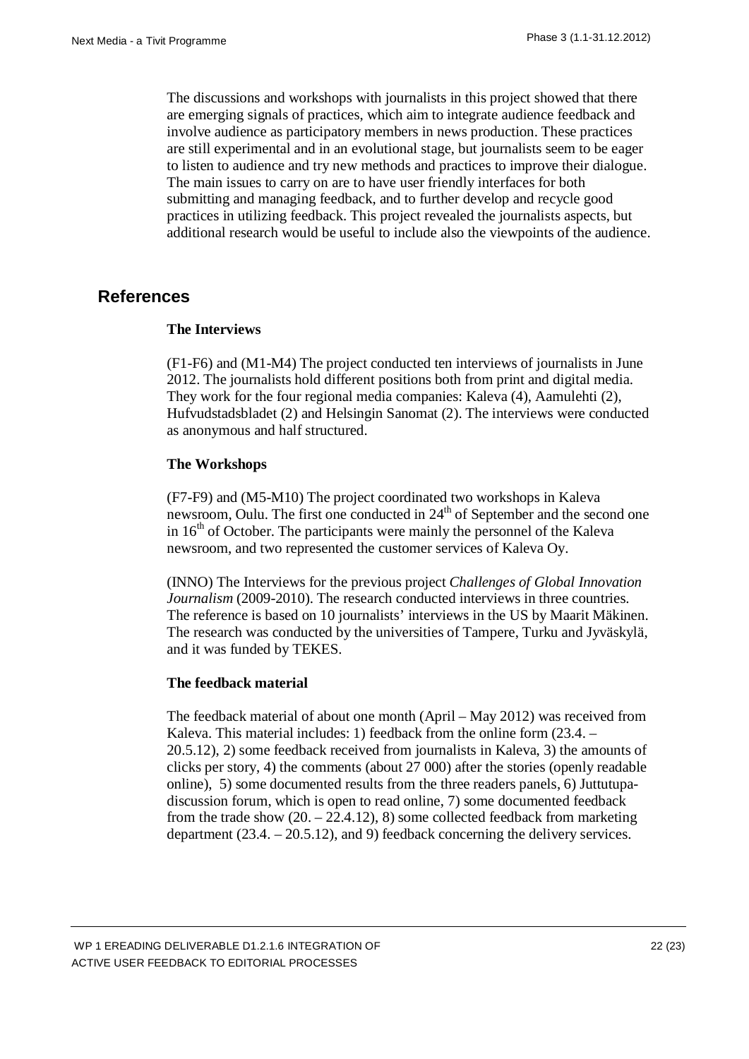The discussions and workshops with journalists in this project showed that there are emerging signals of practices, which aim to integrate audience feedback and involve audience as participatory members in news production. These practices are still experimental and in an evolutional stage, but journalists seem to be eager to listen to audience and try new methods and practices to improve their dialogue. The main issues to carry on are to have user friendly interfaces for both submitting and managing feedback, and to further develop and recycle good practices in utilizing feedback. This project revealed the journalists aspects, but additional research would be useful to include also the viewpoints of the audience.

## References

**The Interviews**

(F1-F6) and (M1-M4) The project conducted ten interviews of journalists in June 2012. The journalists hold different positions both from print and digital media. They work for the four regional media companies: Kaleva (4), Aamulehti (2), Hufvudstadsbladet (2) and Helsingin Sanomat (2). The interviews were conducted as anonymous and half structured.

**The Workshops**

(F7-F9) and (M5-M10) The project coordinated two workshops in Kaleva newsroom, Oulu. The first one conducted in 24th of September and the second one in 16th of October. The participants were mainly the personnel of the Kaleva newsroom, and two represented the customer services of Kaleva Oy.

(INNO) The Interviews for the previous project *Challenges of Global Innovation Journalism* (2009-2010). The research conducted interviews in three countries. The reference is based on 10 journalists' interviews in the US by Maarit Mäkinen. The research was conducted by the universities of Tampere, Turku and Jyväskylä, and it was funded by TEKES.

**The feedback material**

The feedback material of about one month (April – May 2012) was received from Kaleva. This material includes: 1) feedback from the online form (23.4. – 20.5.12), 2) some feedback received from journalists in Kaleva, 3) the amounts of clicks per story, 4) the comments (about 27 000) after the stories (openly readable online), 5) some documented results from the three readers panels, 6) Juttutupa-discussion forum, which is open to read online, 7) some documented feedback from the trade show (20. – 22.4.12), 8) some collected feedback from marketing department (23.4. – 20.5.12), and 9) feedback concerning the delivery services.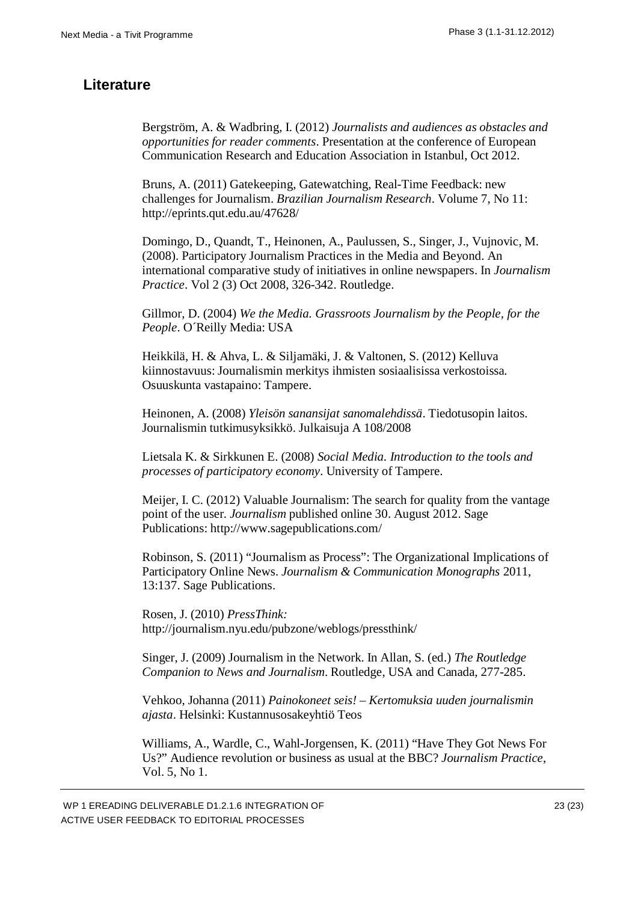## Literature

Bergström, A. & Wadbring, I. (2012) *Journalists and audiences as obstacles and opportunities for reader comments*. Presentation at the conference of European Communication Research and Education Association in Istanbul, Oct 2012.

Bruns, A. (2011) Gatekeeping, Gatewatching, Real-Time Feedback: new challenges for Journalism. *Brazilian Journalism Research*. Volume 7, No 11: http://eprints.qut.edu.au/47628/

Domingo, D., Quandt, T., Heinonen, A., Paulussen, S., Singer, J., Vujnovic, M. (2008). Participatory Journalism Practices in the Media and Beyond. An international comparative study of initiatives in online newspapers. In *Journalism Practice*. Vol 2 (3) Oct 2008, 326-342. Routledge.

Gillmor, D. (2004) *We the Media. Grassroots Journalism by the People, for the People*. O´Reilly Media: USA

Heikkilä, H. & Ahva, L. & Siljamäki, J. & Valtonen, S. (2012) Kelluva kiinnostavuus: Journalismin merkitys ihmisten sosiaalisissa verkostoissa. Osuuskunta vastapaino: Tampere.

Heinonen, A. (2008) *Yleisön sanansijat sanomalehdissä*. Tiedotusopin laitos. Journalismin tutkimusyksikkö. Julkaisuja A 108/2008

Lietsala K. & Sirkkunen E. (2008) *Social Media. Introduction to the tools and processes of participatory economy*. University of Tampere.

Meijer, I. C. (2012) Valuable Journalism: The search for quality from the vantage point of the user. *Journalism* published online 30. August 2012. Sage Publications: http://www.sagepublications.com/

Robinson, S. (2011) "Journalism as Process": The Organizational Implications of Participatory Online News. *Journalism & Communication Monographs* 2011, 13:137. Sage Publications.

Rosen, J. (2010) *PressThink:* http://journalism.nyu.edu/pubzone/weblogs/pressthink/

Singer, J. (2009) Journalism in the Network. In Allan, S. (ed.) *The Routledge Companion to News and Journalism*. Routledge, USA and Canada, 277-285.

Vehkoo, Johanna (2011) *Painokoneet seis! – Kertomuksia uuden journalismin ajasta*. Helsinki: Kustannusosakeyhtiö Teos

Williams, A., Wardle, C., Wahl-Jorgensen, K. (2011) "Have They Got News For Us?" Audience revolution or business as usual at the BBC? *Journalism Practice*, Vol. 5, No 1.